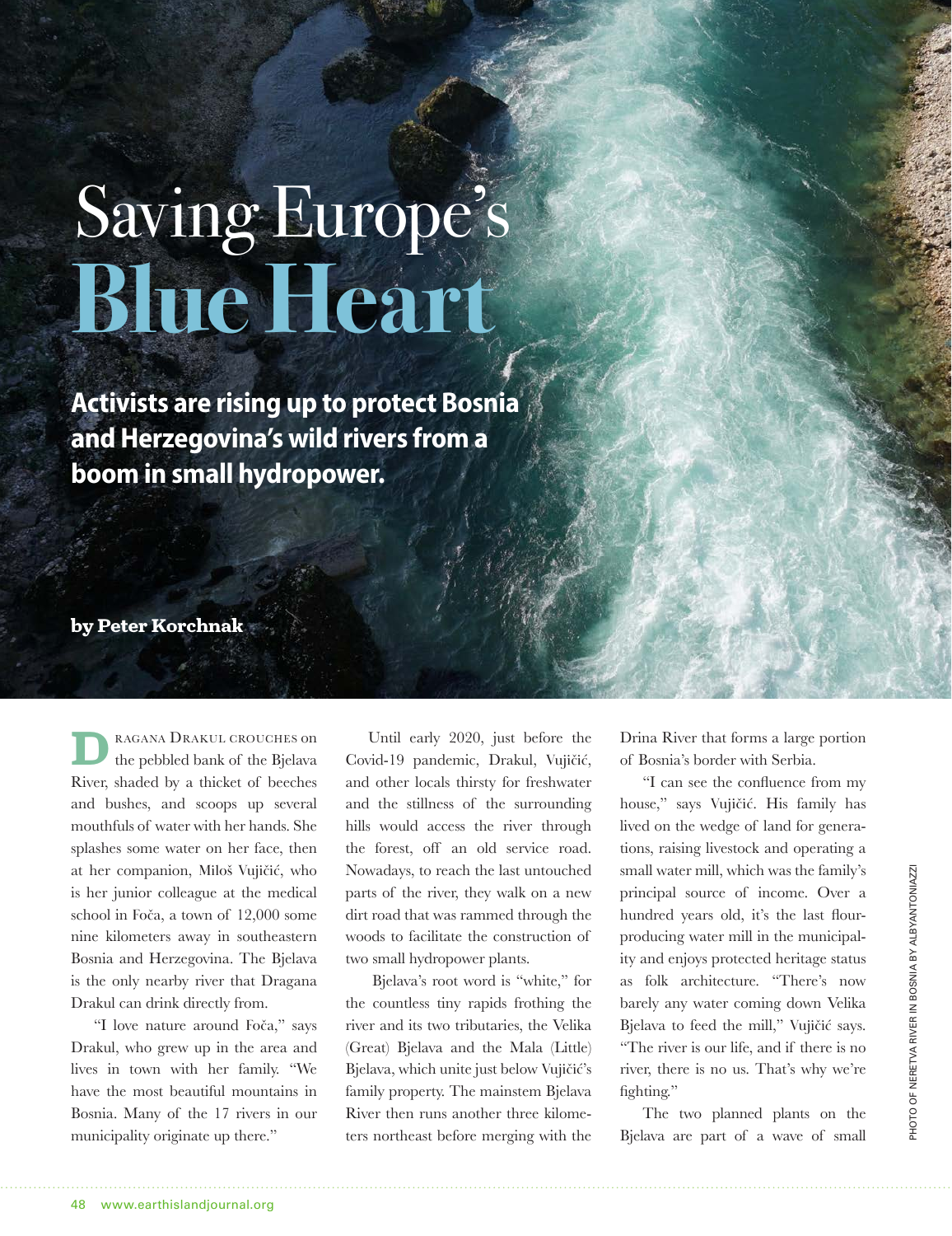# Saving Europe's Blue Heart

**Activists are rising up to protect Bosnia and Herzegovina's wild rivers from a boom in small hydropower.**

**by Peter Korchnak**

PHOTO OF NERETVA RIVER IN BOSNIA BY ALBYANTONIAZZI

Dragana Drakul crouches on the pebbled bank of the Bjelava River, shaded by a thicket of beeches and bushes, and scoops up several mouthfuls of water with her hands. She splashes some water on her face, then at her companion, Miloš Vujičić, who is her junior colleague at the medical school in Foča, a town of 12,000 some nine kilometers away in southeastern Bosnia and Herzegovina. The Bjelava is the only nearby river that Dragana Drakul can drink directly from.

"I love nature around Foča," says Drakul, who grew up in the area and lives in town with her family. "We have the most beautiful mountains in Bosnia. Many of the 17 rivers in our municipality originate up there."

Until early 2020, just before the Covid-19 pandemic, Drakul, Vujičić, and other locals thirsty for freshwater and the stillness of the surrounding hills would access the river through the forest, off an old service road. Nowadays, to reach the last untouched parts of the river, they walk on a new dirt road that was rammed through the woods to facilitate the construction of two small hydropower plants.

Bjelava's root word is "white," for the countless tiny rapids frothing the river and its two tributaries, the Velika (Great) Bjelava and the Mala (Little) Bjelava, which unite just below Vujičić's family property. The mainstem Bjelava River then runs another three kilometers northeast before merging with the Drina River that forms a large portion of Bosnia's border with Serbia.

"I can see the confluence from my house," says Vujičić. His family has lived on the wedge of land for generations, raising livestock and operating a small water mill, which was the family's principal source of income. Over a hundred years old, it's the last flour-producing water mill in the municipality and enjoys protected heritage status as folk architecture. "There's now barely any water coming down Velika Bjelava to feed the mill," Vujičić says. "The river is our life, and if there is no river, there is no us. That's why we're fighting."

The two planned plants on the Bjelava are part of a wave of small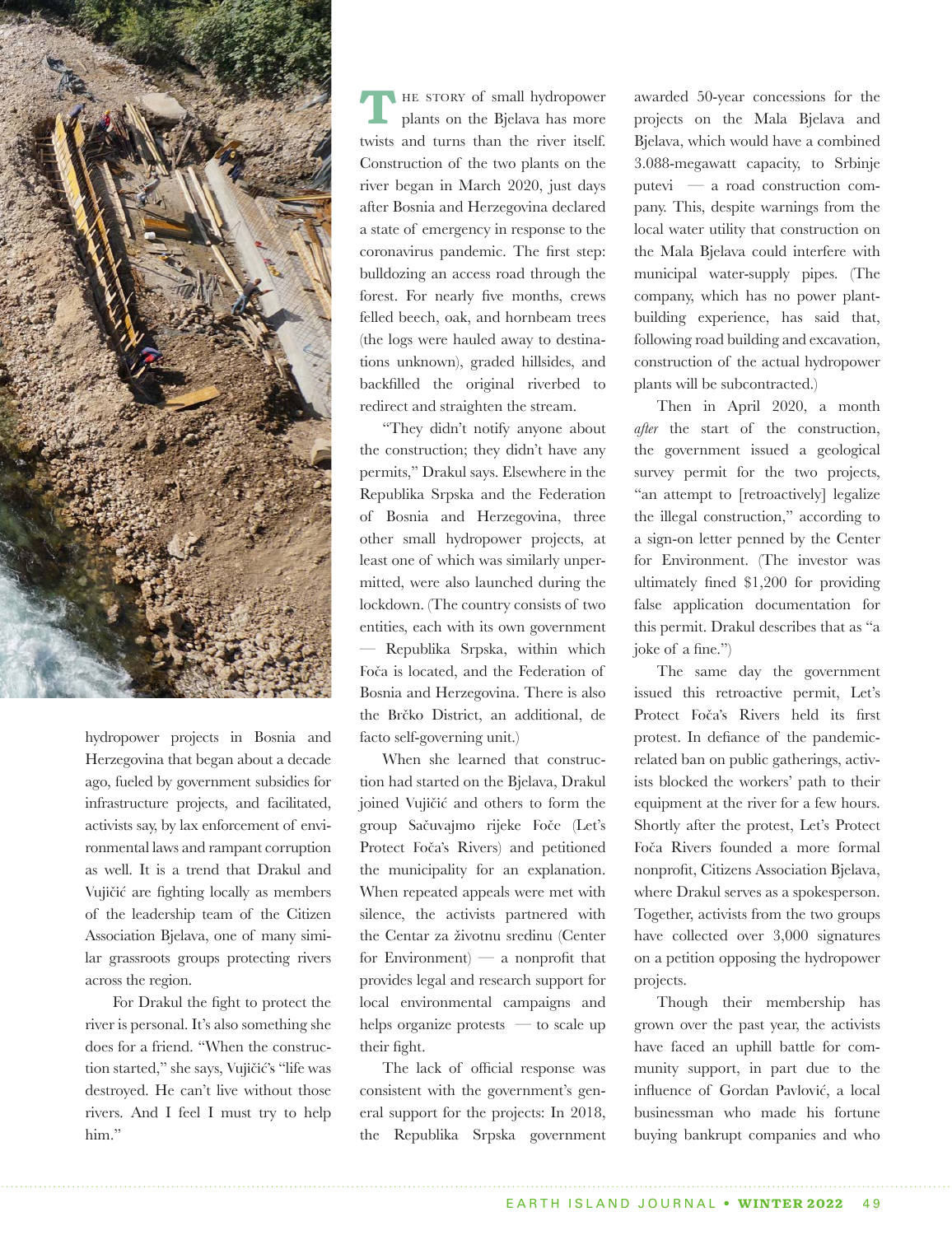hydropower projects in Bosnia and Herzegovina that began about a decade ago, fueled by government subsidies for infrastructure projects, and facilitated, activists say, by lax enforcement of environmental laws and rampant corruption as well. It is a trend that Drakul and Vujičić are fighting locally as members of the leadership team of the Citizen Association Bjelava, one of many similar grassroots groups protecting rivers across the region.

For Drakul the fight to protect the river is personal. It's also something she does for a friend. "When the construction started," she says, Vujičić's "life was destroyed. He can't live without those rivers. And I feel I must try to help him."

The story of small hydropower plants on the Bjelava has more twists and turns than the river itself. Construction of the two plants on the river began in March 2020, just days after Bosnia and Herzegovina declared a state of emergency in response to the coronavirus pandemic. The first step: bulldozing an access road through the forest. For nearly five months, crews felled beech, oak, and hornbeam trees (the logs were hauled away to destinations unknown), graded hillsides, and backfilled the original riverbed to redirect and straighten the stream.

"They didn't notify anyone about the construction; they didn't have any permits," Drakul says. Elsewhere in the Republika Srpska and the Federation of Bosnia and Herzegovina, three other small hydropower projects, at least one of which was similarly unpermitted, were also launched during the lockdown. (The country consists of two entities, each with its own government — Republika Srpska, within which Foča is located, and the Federation of Bosnia and Herzegovina. There is also the Brčko District, an additional, de facto self-governing unit.)

When she learned that construction had started on the Bjelava, Drakul joined Vujičić and others to form the group Sačuvajmo rijeke Foče (Let's Protect Foča's Rivers) and petitioned the municipality for an explanation. When repeated appeals were met with silence, the activists partnered with the Centar za životnu sredinu (Center for Environment) — a nonprofit that provides legal and research support for local environmental campaigns and helps organize protests — to scale up their fight.

The lack of official response was consistent with the government's general support for the projects: In 2018, the Republika Srpska government awarded 50-year concessions for the projects on the Mala Bjelava and Bjelava, which would have a combined 3.088-megawatt capacity, to Srbinje putevi — a road construction company. This, despite warnings from the local water utility that construction on the Mala Bjelava could interfere with municipal water-supply pipes. (The company, which has no power plant-building experience, has said that, following road building and excavation, construction of the actual hydropower plants will be subcontracted.)

Then in April 2020, a month *after* the start of the construction, the government issued a geological survey permit for the two projects, "an attempt to [retroactively] legalize the illegal construction," according to a sign-on letter penned by the Center for Environment. (The investor was ultimately fined $1,200 for providing false application documentation for this permit. Drakul describes that as "a joke of a fine.")

The same day the government issued this retroactive permit, Let's Protect Foča's Rivers held its first protest. In defiance of the pandemic-related ban on public gatherings, activists blocked the workers' path to their equipment at the river for a few hours. Shortly after the protest, Let's Protect Foča Rivers founded a more formal nonprofit, Citizens Association Bjelava, where Drakul serves as a spokesperson. Together, activists from the two groups have collected over 3,000 signatures on a petition opposing the hydropower projects.

Though their membership has grown over the past year, the activists have faced an uphill battle for community support, in part due to the influence of Gordan Pavlović, a local businessman who made his fortune buying bankrupt companies and who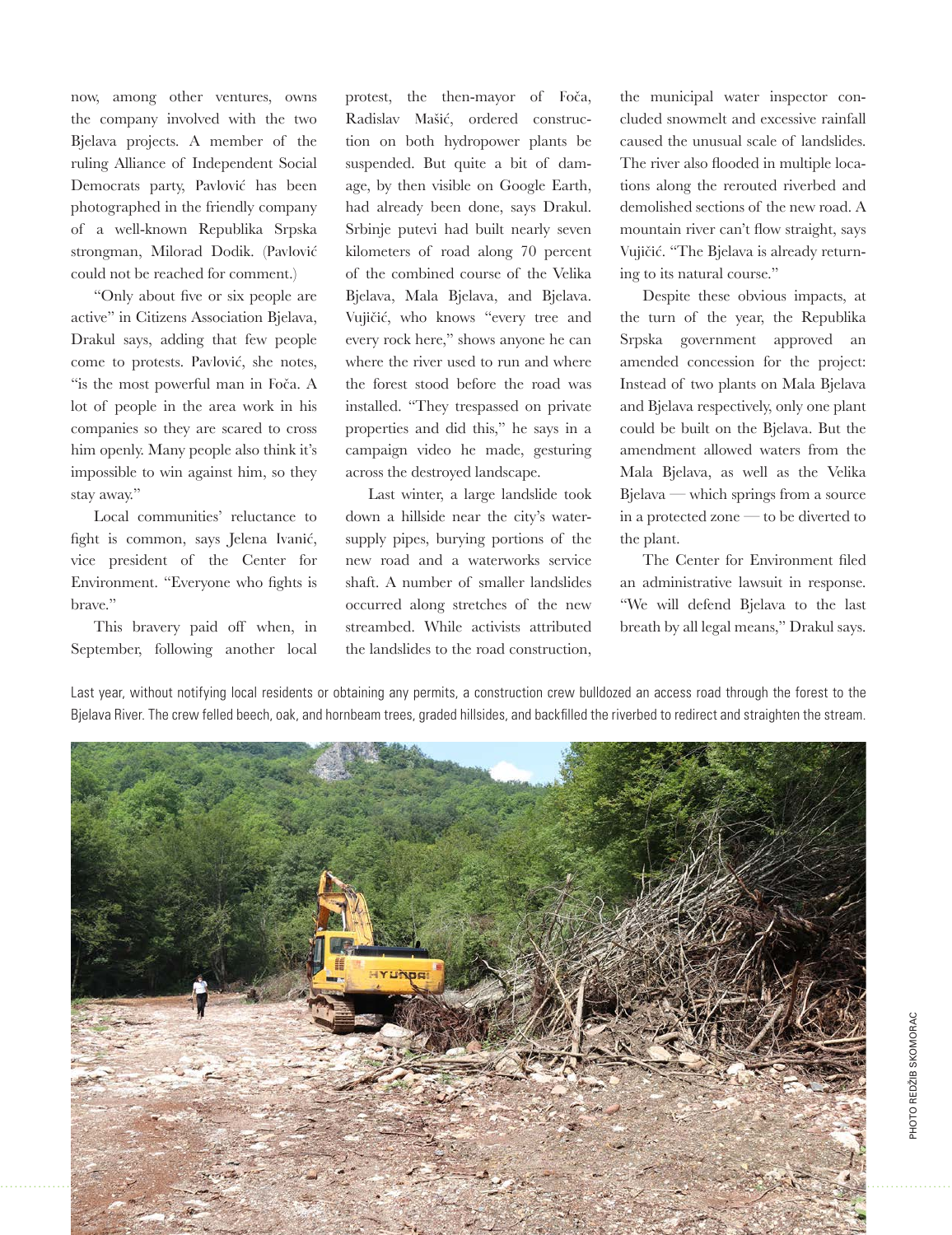now, among other ventures, owns the company involved with the two Bjelava projects. A member of the ruling Alliance of Independent Social Democrats party, Pavlović has been photographed in the friendly company of a well-known Republika Srpska strongman, Milorad Dodik. (Pavlović could not be reached for comment.)

"Only about five or six people are active" in Citizens Association Bjelava, Drakul says, adding that few people come to protests. Pavlović, she notes, "is the most powerful man in Foča. A lot of people in the area work in his companies so they are scared to cross him openly. Many people also think it's impossible to win against him, so they stay away."

Local communities' reluctance to fight is common, says Jelena Ivanić, vice president of the Center for Environment. "Everyone who fights is brave."

This bravery paid off when, in September, following another local protest, the then-mayor of Foča, Radislav Mašić, ordered construction on both hydropower plants be suspended. But quite a bit of damage, by then visible on Google Earth, had already been done, says Drakul. Srbinje putevi had built nearly seven kilometers of road along 70 percent of the combined course of the Velika Bjelava, Mala Bjelava, and Bjelava. Vujičić, who knows "every tree and every rock here," shows anyone he can where the river used to run and where the forest stood before the road was installed. "They trespassed on private properties and did this," he says in a campaign video he made, gesturing across the destroyed landscape.

Last winter, a large landslide took down a hillside near the city's water-supply pipes, burying portions of the new road and a waterworks service shaft. A number of smaller landslides occurred along stretches of the new streambed. While activists attributed the landslides to the road construction, the municipal water inspector concluded snowmelt and excessive rainfall caused the unusual scale of landslides. The river also flooded in multiple locations along the rerouted riverbed and demolished sections of the new road. A mountain river can't flow straight, says Vujičić. "The Bjelava is already returning to its natural course."

Despite these obvious impacts, at the turn of the year, the Republika Srpska government approved an amended concession for the project: Instead of two plants on Mala Bjelava and Bjelava respectively, only one plant could be built on the Bjelava. But the amendment allowed waters from the Mala Bjelava, as well as the Velika Bjelava — which springs from a source in a protected zone — to be diverted to the plant.

The Center for Environment filed an administrative lawsuit in response. "We will defend Bjelava to the last breath by all legal means," Drakul says.

Last year, without notifying local residents or obtaining any permits, a construction crew bulldozed an access road through the forest to the Bjelava River. The crew felled beech, oak, and hornbeam trees, graded hillsides, and backfilled the riverbed to redirect and straighten the stream.

PHOTO REDŽIB SKOMORAC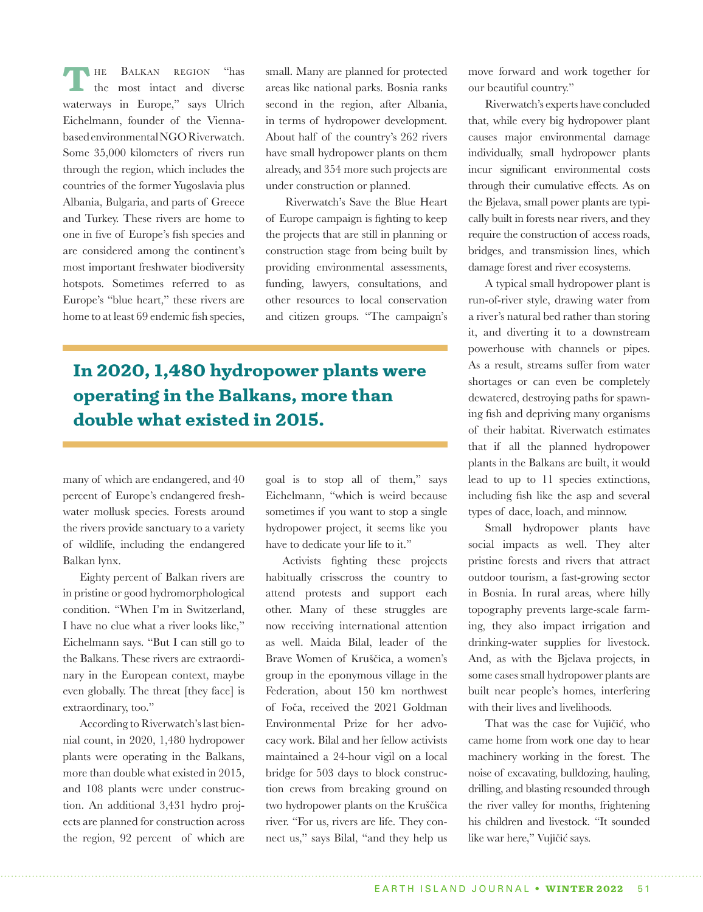The Balkan region "has the most intact and diverse waterways in Europe," says Ulrich Eichelmann, founder of the Vienna-based environmental NGO Riverwatch. Some 35,000 kilometers of rivers run through the region, which includes the countries of the former Yugoslavia plus Albania, Bulgaria, and parts of Greece and Turkey. These rivers are home to one in five of Europe's fish species and are considered among the continent's most important freshwater biodiversity hotspots. Sometimes referred to as Europe's "blue heart," these rivers are home to at least 69 endemic fish species, many of which are endangered, and 40 percent of Europe's endangered freshwater mollusk species. Forests around the rivers provide sanctuary to a variety of wildlife, including the endangered Balkan lynx.

Eighty percent of Balkan rivers are in pristine or good hydromorphological condition. "When I'm in Switzerland, I have no clue what a river looks like," Eichelmann says. "But I can still go to the Balkans. These rivers are extraordinary in the European context, maybe even globally. The threat [they face] is extraordinary, too."

According to Riverwatch's last biennial count, in 2020, 1,480 hydropower plants were operating in the Balkans, more than double what existed in 2015, and 108 plants were under construction. An additional 3,431 hydro projects are planned for construction across the region, 92 percent of which are small. Many are planned for protected areas like national parks. Bosnia ranks second in the region, after Albania, in terms of hydropower development. About half of the country's 262 rivers have small hydropower plants on them already, and 354 more such projects are under construction or planned.

**In 2020, 1,480 hydropower plants were operating in the Balkans, more than double what existed in 2015.**

Riverwatch's Save the Blue Heart of Europe campaign is fighting to keep the projects that are still in planning or construction stage from being built by providing environmental assessments, funding, lawyers, consultations, and other resources to local conservation and citizen groups. "The campaign's goal is to stop all of them," says Eichelmann, "which is weird because sometimes if you want to stop a single hydropower project, it seems like you have to dedicate your life to it."

Activists fighting these projects habitually crisscross the country to attend protests and support each other. Many of these struggles are now receiving international attention as well. Maida Bilal, leader of the Brave Women of Kruščica, a women's group in the eponymous village in the Federation, about 150 km northwest of Foča, received the 2021 Goldman Environmental Prize for her advocacy work. Bilal and her fellow activists maintained a 24-hour vigil on a local bridge for 503 days to block construction crews from breaking ground on two hydropower plants on the Kruščica river. "For us, rivers are life. They connect us," says Bilal, "and they help us move forward and work together for our beautiful country."

Riverwatch's experts have concluded that, while every big hydropower plant causes major environmental damage individually, small hydropower plants incur significant environmental costs through their cumulative effects. As on the Bjelava, small power plants are typically built in forests near rivers, and they require the construction of access roads, bridges, and transmission lines, which damage forest and river ecosystems.

A typical small hydropower plant is run-of-river style, drawing water from a river's natural bed rather than storing it, and diverting it to a downstream powerhouse with channels or pipes. As a result, streams suffer from water shortages or can even be completely dewatered, destroying paths for spawning fish and depriving many organisms of their habitat. Riverwatch estimates that if all the planned hydropower plants in the Balkans are built, it would lead to up to 11 species extinctions, including fish like the asp and several types of dace, loach, and minnow.

Small hydropower plants have social impacts as well. They alter pristine forests and rivers that attract outdoor tourism, a fast-growing sector in Bosnia. In rural areas, where hilly topography prevents large-scale farming, they also impact irrigation and drinking-water supplies for livestock. And, as with the Bjelava projects, in some cases small hydropower plants are built near people's homes, interfering with their lives and livelihoods.

That was the case for Vujičić, who came home from work one day to hear machinery working in the forest. The noise of excavating, bulldozing, hauling, drilling, and blasting resounded through the river valley for months, frightening his children and livestock. "It sounded like war here," Vujičić says.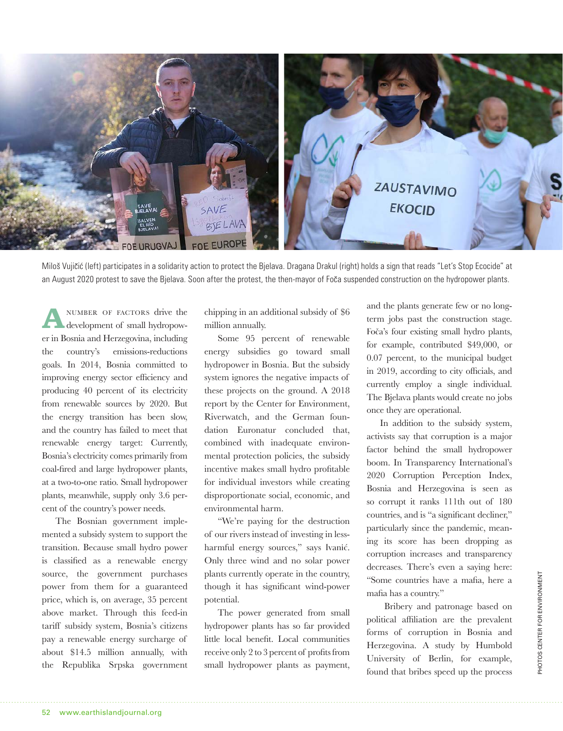Miloš Vujičić (left) participates in a solidarity action to protect the Bjelava. Dragana Drakul (right) holds a sign that reads "Let's Stop Ecocide" at an August 2020 protest to save the Bjelava. Soon after the protest, the then-mayor of Foča suspended construction on the hydropower plants.

A NUMBER OF FACTORS drive the development of small hydropower in Bosnia and Herzegovina, including the country's emissions-reductions goals. In 2014, Bosnia committed to improving energy sector efficiency and producing 40 percent of its electricity from renewable sources by 2020. But the energy transition has been slow, and the country has failed to meet that renewable energy target: Currently, Bosnia's electricity comes primarily from coal-fired and large hydropower plants, at a two-to-one ratio. Small hydropower plants, meanwhile, supply only 3.6 percent of the country's power needs.

The Bosnian government implemented a subsidy system to support the transition. Because small hydro power is classified as a renewable energy source, the government purchases power from them for a guaranteed price, which is, on average, 35 percent above market. Through this feed-in tariff subsidy system, Bosnia's citizens pay a renewable energy surcharge of about $14.5 million annually, with the Republika Srpska government chipping in an additional subsidy of $6 million annually.

Some 95 percent of renewable energy subsidies go toward small hydropower in Bosnia. But the subsidy system ignores the negative impacts of these projects on the ground. A 2018 report by the Center for Environment, Riverwatch, and the German foundation Euronatur concluded that, combined with inadequate environmental protection policies, the subsidy incentive makes small hydro profitable for individual investors while creating disproportionate social, economic, and environmental harm.

"We're paying for the destruction of our rivers instead of investing in less-harmful energy sources," says Ivanić. Only three wind and no solar power plants currently operate in the country, though it has significant wind-power potential.

The power generated from small hydropower plants has so far provided little local benefit. Local communities receive only 2 to 3 percent of profits from small hydropower plants as payment, and the plants generate few or no long-term jobs past the construction stage. Foča's four existing small hydro plants, for example, contributed $49,000, or 0.07 percent, to the municipal budget in 2019, according to city officials, and currently employ a single individual. The Bjelava plants would create no jobs once they are operational.

In addition to the subsidy system, activists say that corruption is a major factor behind the small hydropower boom. In Transparency International's 2020 Corruption Perception Index, Bosnia and Herzegovina is seen as so corrupt it ranks 111th out of 180 countries, and is "a significant decliner," particularly since the pandemic, meaning its score has been dropping as corruption increases and transparency decreases. There's even a saying here: "Some countries have a mafia, here a mafia has a country."

Bribery and patronage based on political affiliation are the prevalent forms of corruption in Bosnia and Herzegovina. A study by Humbold University of Berlin, for example, found that bribes speed up the process

PHOTOS CENTER FOR ENVIRONMENT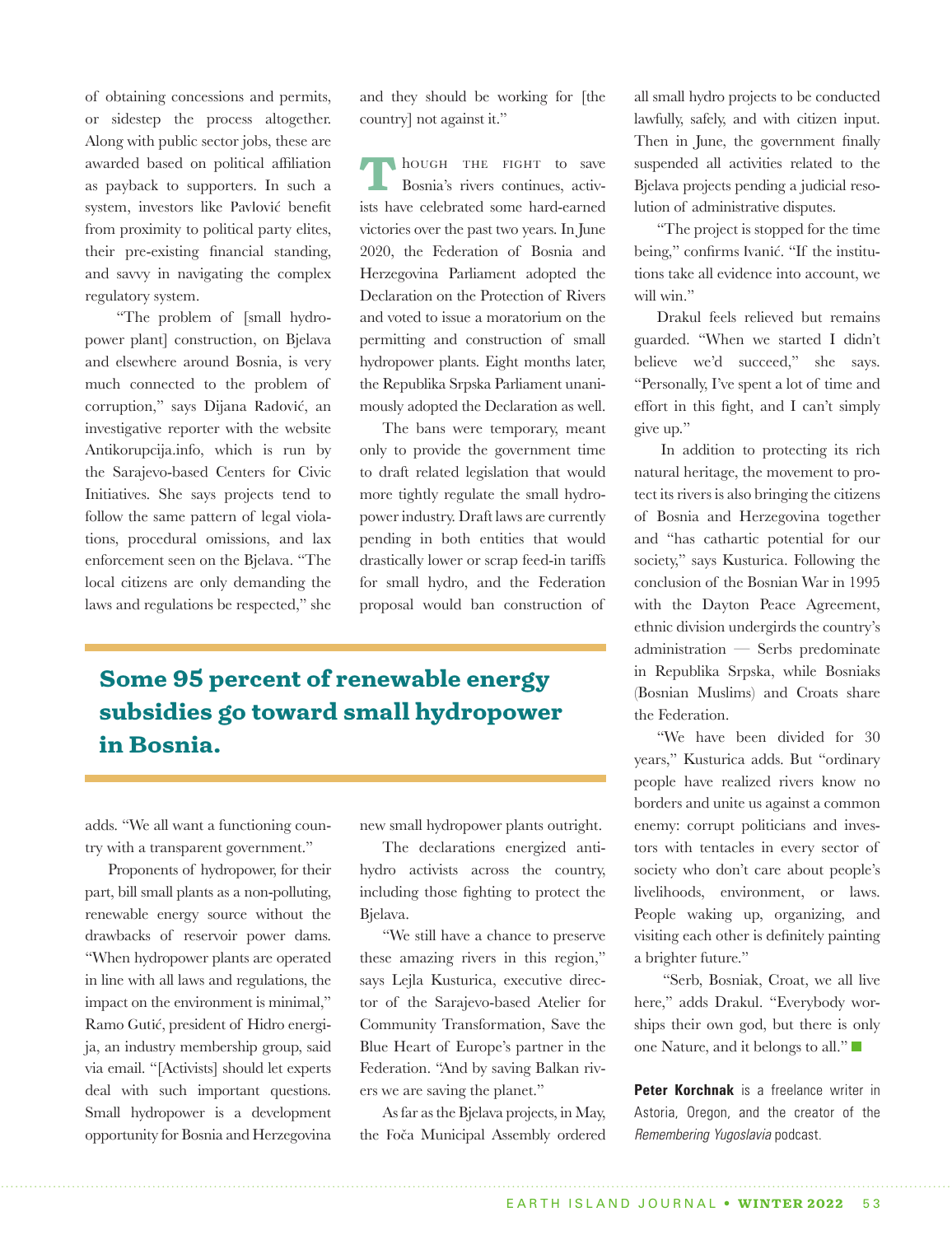of obtaining concessions and permits, or sidestep the process altogether. Along with public sector jobs, these are awarded based on political affiliation as payback to supporters. In such a system, investors like Pavlović benefit from proximity to political party elites, their pre-existing financial standing, and savvy in navigating the complex regulatory system.

"The problem of [small hydropower plant] construction, on Bjelava and elsewhere around Bosnia, is very much connected to the problem of corruption," says Dijana Radović, an investigative reporter with the website Antikorupcija.info, which is run by the Sarajevo-based Centers for Civic Initiatives. She says projects tend to follow the same pattern of legal violations, procedural omissions, and lax enforcement seen on the Bjelava. "The local citizens are only demanding the laws and regulations be respected," she adds. "We all want a functioning country with a transparent government."

Proponents of hydropower, for their part, bill small plants as a non-polluting, renewable energy source without the drawbacks of reservoir power dams. "When hydropower plants are operated in line with all laws and regulations, the impact on the environment is minimal," Ramo Gutić, president of Hidro energija, an industry membership group, said via email. "[Activists] should let experts deal with such important questions. Small hydropower is a development opportunity for Bosnia and Herzegovina and they should be working for [the country] not against it."

**Some 95 percent of renewable energy subsidies go toward small hydropower in Bosnia.**

Though the fight to save Bosnia's rivers continues, activists have celebrated some hard-earned victories over the past two years. In June 2020, the Federation of Bosnia and Herzegovina Parliament adopted the Declaration on the Protection of Rivers and voted to issue a moratorium on the permitting and construction of small hydropower plants. Eight months later, the Republika Srpska Parliament unanimously adopted the Declaration as well.

The bans were temporary, meant only to provide the government time to draft related legislation that would more tightly regulate the small hydropower industry. Draft laws are currently pending in both entities that would drastically lower or scrap feed-in tariffs for small hydro, and the Federation proposal would ban construction of new small hydropower plants outright.

The declarations energized anti-hydro activists across the country, including those fighting to protect the Bjelava.

"We still have a chance to preserve these amazing rivers in this region," says Lejla Kusturica, executive director of the Sarajevo-based Atelier for Community Transformation, Save the Blue Heart of Europe's partner in the Federation. "And by saving Balkan rivers we are saving the planet."

As far as the Bjelava projects, in May, the Foča Municipal Assembly ordered all small hydro projects to be conducted lawfully, safely, and with citizen input. Then in June, the government finally suspended all activities related to the Bjelava projects pending a judicial resolution of administrative disputes.

"The project is stopped for the time being," confirms Ivanić. "If the institutions take all evidence into account, we will win."

Drakul feels relieved but remains guarded. "When we started I didn't believe we'd succeed," she says. "Personally, I've spent a lot of time and effort in this fight, and I can't simply give up."

In addition to protecting its rich natural heritage, the movement to protect its rivers is also bringing the citizens of Bosnia and Herzegovina together and "has cathartic potential for our society," says Kusturica. Following the conclusion of the Bosnian War in 1995 with the Dayton Peace Agreement, ethnic division undergirds the country's administration — Serbs predominate in Republika Srpska, while Bosniaks (Bosnian Muslims) and Croats share the Federation.

"We have been divided for 30 years," Kusturica adds. But "ordinary people have realized rivers know no borders and unite us against a common enemy: corrupt politicians and investors with tentacles in every sector of society who don't care about people's livelihoods, environment, or laws. People waking up, organizing, and visiting each other is definitely painting a brighter future."

"Serb, Bosniak, Croat, we all live here," adds Drakul. "Everybody worships their own god, but there is only one Nature, and it belongs to all." ■

**Peter Korchnak** is a freelance writer in Astoria, Oregon, and the creator of the *Remembering Yugoslavia* podcast.